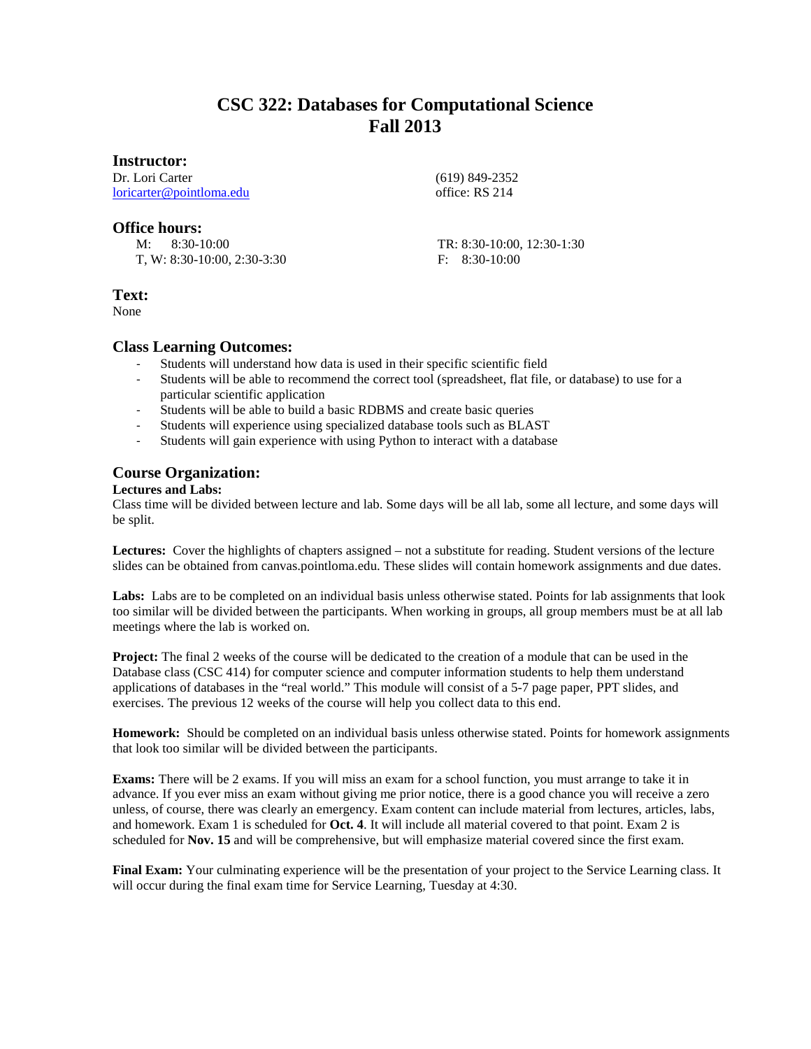# CSC 322: Databases for Computational Science
# Fall 2013

## Instructor:

Dr. Lori Carter
loricarter@pointloma.edu

(619) 849-2352
office: RS 214

## Office hours:

M: 8:30-10:00
T, W: 8:30-10:00, 2:30-3:30
TR: 8:30-10:00, 12:30-1:30
F: 8:30-10:00

## Text:

None

## Class Learning Outcomes:

- Students will understand how data is used in their specific scientific field
- Students will be able to recommend the correct tool (spreadsheet, flat file, or database) to use for a particular scientific application
- Students will be able to build a basic RDBMS and create basic queries
- Students will experience using specialized database tools such as BLAST
- Students will gain experience with using Python to interact with a database

## Course Organization:

**Lectures and Labs:**
Class time will be divided between lecture and lab. Some days will be all lab, some all lecture, and some days will be split.

**Lectures:** Cover the highlights of chapters assigned – not a substitute for reading. Student versions of the lecture slides can be obtained from canvas.pointloma.edu. These slides will contain homework assignments and due dates.

**Labs:** Labs are to be completed on an individual basis unless otherwise stated. Points for lab assignments that look too similar will be divided between the participants. When working in groups, all group members must be at all lab meetings where the lab is worked on.

**Project:** The final 2 weeks of the course will be dedicated to the creation of a module that can be used in the Database class (CSC 414) for computer science and computer information students to help them understand applications of databases in the "real world." This module will consist of a 5-7 page paper, PPT slides, and exercises. The previous 12 weeks of the course will help you collect data to this end.

**Homework:** Should be completed on an individual basis unless otherwise stated. Points for homework assignments that look too similar will be divided between the participants.

**Exams:** There will be 2 exams. If you will miss an exam for a school function, you must arrange to take it in advance. If you ever miss an exam without giving me prior notice, there is a good chance you will receive a zero unless, of course, there was clearly an emergency. Exam content can include material from lectures, articles, labs, and homework. Exam 1 is scheduled for **Oct. 4**. It will include all material covered to that point. Exam 2 is scheduled for **Nov. 15** and will be comprehensive, but will emphasize material covered since the first exam.

**Final Exam:** Your culminating experience will be the presentation of your project to the Service Learning class. It will occur during the final exam time for Service Learning, Tuesday at 4:30.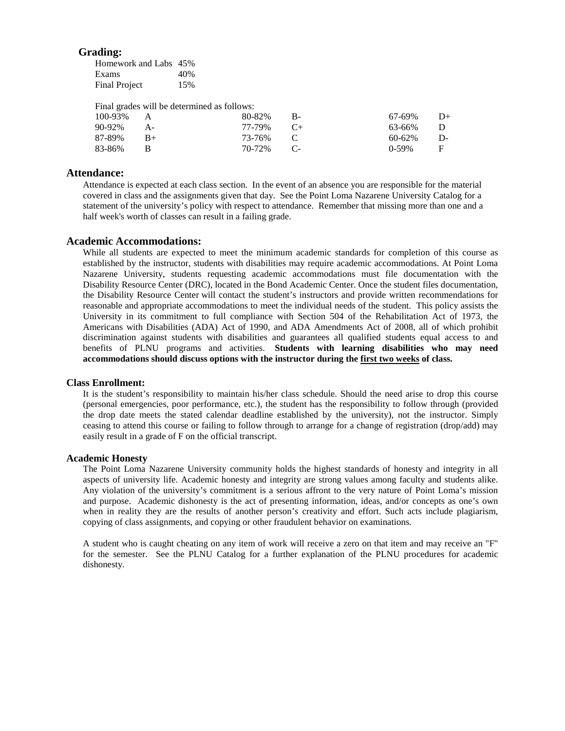## Grading:

| | |
|---|---|
| Homework and Labs | 45% |
| Exams | 40% |
| Final Project | 15% |

Final grades will be determined as follows:

| | | | | | |
|---|---|---|---|---|---|
| 100-93% | A | 80-82% | B- | 67-69% | D+ |
| 90-92% | A- | 77-79% | C+ | 63-66% | D |
| 87-89% | B+ | 73-76% | C | 60-62% | D- |
| 83-86% | B | 70-72% | C- | 0-59% | F |

## Attendance:

Attendance is expected at each class section. In the event of an absence you are responsible for the material covered in class and the assignments given that day. See the Point Loma Nazarene University Catalog for a statement of the university's policy with respect to attendance. Remember that missing more than one and a half week's worth of classes can result in a failing grade.

## Academic Accommodations:

While all students are expected to meet the minimum academic standards for completion of this course as established by the instructor, students with disabilities may require academic accommodations. At Point Loma Nazarene University, students requesting academic accommodations must file documentation with the Disability Resource Center (DRC), located in the Bond Academic Center. Once the student files documentation, the Disability Resource Center will contact the student's instructors and provide written recommendations for reasonable and appropriate accommodations to meet the individual needs of the student. This policy assists the University in its commitment to full compliance with Section 504 of the Rehabilitation Act of 1973, the Americans with Disabilities (ADA) Act of 1990, and ADA Amendments Act of 2008, all of which prohibit discrimination against students with disabilities and guarantees all qualified students equal access to and benefits of PLNU programs and activities. **Students with learning disabilities who may need accommodations should discuss options with the instructor during the first two weeks of class.**

### Class Enrollment:

It is the student's responsibility to maintain his/her class schedule. Should the need arise to drop this course (personal emergencies, poor performance, etc.), the student has the responsibility to follow through (provided the drop date meets the stated calendar deadline established by the university), not the instructor. Simply ceasing to attend this course or failing to follow through to arrange for a change of registration (drop/add) may easily result in a grade of F on the official transcript.

### Academic Honesty

The Point Loma Nazarene University community holds the highest standards of honesty and integrity in all aspects of university life. Academic honesty and integrity are strong values among faculty and students alike. Any violation of the university's commitment is a serious affront to the very nature of Point Loma's mission and purpose. Academic dishonesty is the act of presenting information, ideas, and/or concepts as one's own when in reality they are the results of another person's creativity and effort. Such acts include plagiarism, copying of class assignments, and copying or other fraudulent behavior on examinations.

A student who is caught cheating on any item of work will receive a zero on that item and may receive an "F" for the semester. See the PLNU Catalog for a further explanation of the PLNU procedures for academic dishonesty.